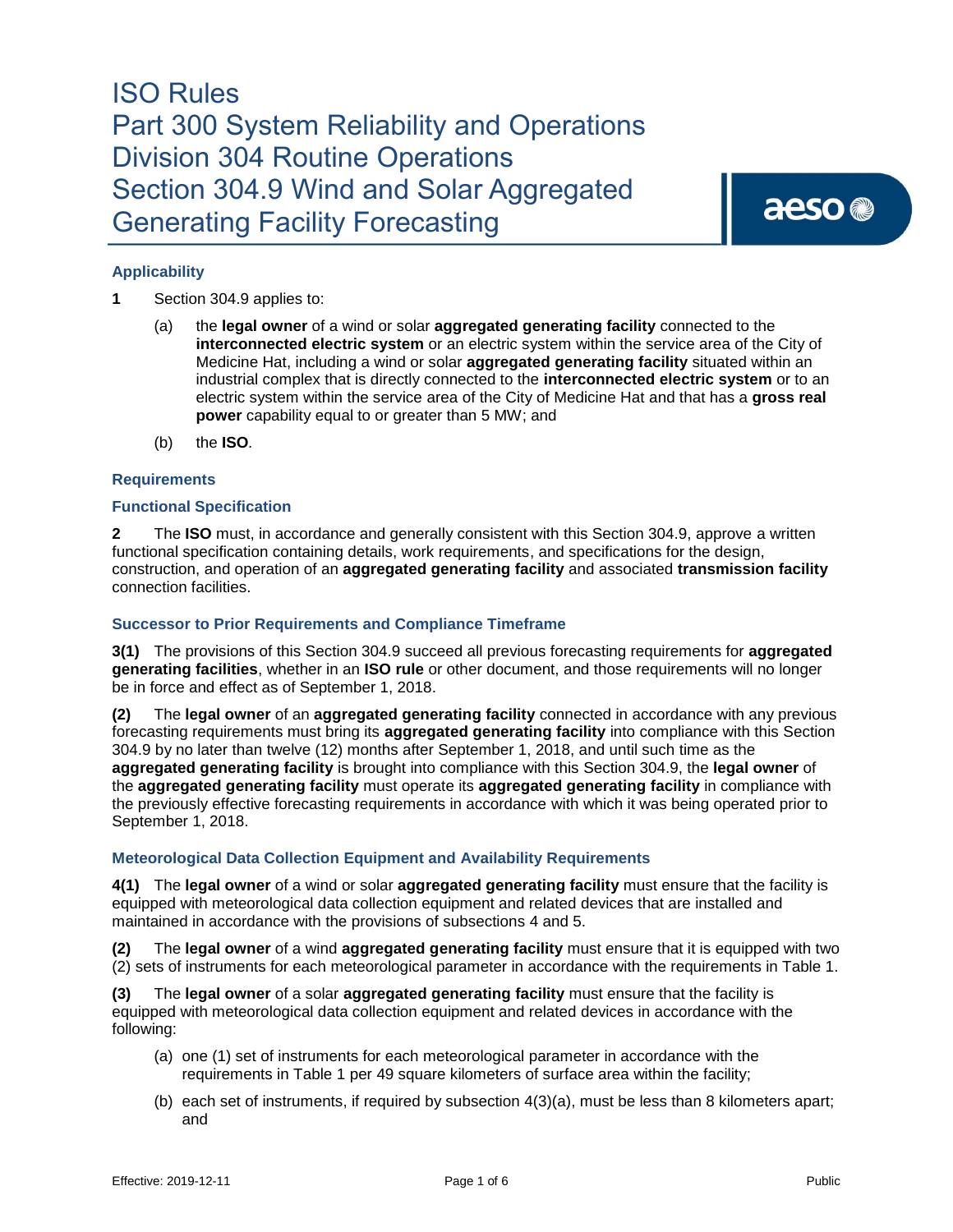# ISO Rules
# Part 300 System Reliability and Operations
# Division 304 Routine Operations
# Section 304.9 Wind and Solar Aggregated Generating Facility Forecasting

### Applicability

**1** Section 304.9 applies to:

(a) the **legal owner** of a wind or solar **aggregated generating facility** connected to the **interconnected electric system** or an electric system within the service area of the City of Medicine Hat, including a wind or solar **aggregated generating facility** situated within an industrial complex that is directly connected to the **interconnected electric system** or to an electric system within the service area of the City of Medicine Hat and that has a **gross real power** capability equal to or greater than 5 MW; and

(b) the **ISO**.

### Requirements

### Functional Specification

**2** The **ISO** must, in accordance and generally consistent with this Section 304.9, approve a written functional specification containing details, work requirements, and specifications for the design, construction, and operation of an **aggregated generating facility** and associated **transmission facility** connection facilities.

### Successor to Prior Requirements and Compliance Timeframe

**3(1)** The provisions of this Section 304.9 succeed all previous forecasting requirements for **aggregated generating facilities**, whether in an **ISO rule** or other document, and those requirements will no longer be in force and effect as of September 1, 2018.

**(2)** The **legal owner** of an **aggregated generating facility** connected in accordance with any previous forecasting requirements must bring its **aggregated generating facility** into compliance with this Section 304.9 by no later than twelve (12) months after September 1, 2018, and until such time as the **aggregated generating facility** is brought into compliance with this Section 304.9, the **legal owner** of the **aggregated generating facility** must operate its **aggregated generating facility** in compliance with the previously effective forecasting requirements in accordance with which it was being operated prior to September 1, 2018.

### Meteorological Data Collection Equipment and Availability Requirements

**4(1)** The **legal owner** of a wind or solar **aggregated generating facility** must ensure that the facility is equipped with meteorological data collection equipment and related devices that are installed and maintained in accordance with the provisions of subsections 4 and 5.

**(2)** The **legal owner** of a wind **aggregated generating facility** must ensure that it is equipped with two (2) sets of instruments for each meteorological parameter in accordance with the requirements in Table 1.

**(3)** The **legal owner** of a solar **aggregated generating facility** must ensure that the facility is equipped with meteorological data collection equipment and related devices in accordance with the following:

(a) one (1) set of instruments for each meteorological parameter in accordance with the requirements in Table 1 per 49 square kilometers of surface area within the facility;

(b) each set of instruments, if required by subsection 4(3)(a), must be less than 8 kilometers apart; and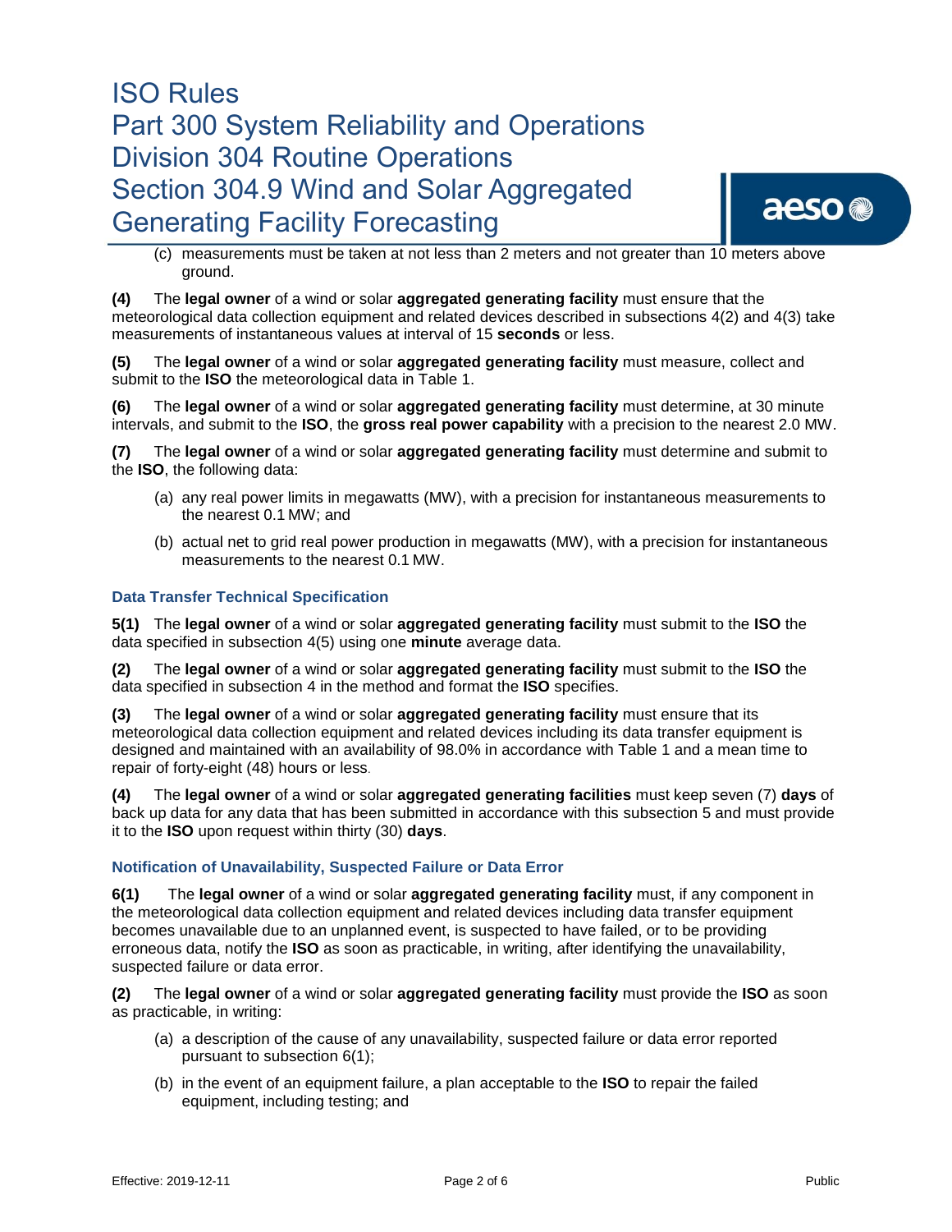(c) measurements must be taken at not less than 2 meters and not greater than 10 meters above ground.

**(4)** The **legal owner** of a wind or solar **aggregated generating facility** must ensure that the meteorological data collection equipment and related devices described in subsections 4(2) and 4(3) take measurements of instantaneous values at interval of 15 **seconds** or less.

**(5)** The **legal owner** of a wind or solar **aggregated generating facility** must measure, collect and submit to the **ISO** the meteorological data in Table 1.

**(6)** The **legal owner** of a wind or solar **aggregated generating facility** must determine, at 30 minute intervals, and submit to the **ISO**, the **gross real power capability** with a precision to the nearest 2.0 MW.

**(7)** The **legal owner** of a wind or solar **aggregated generating facility** must determine and submit to the **ISO**, the following data:

(a) any real power limits in megawatts (MW), with a precision for instantaneous measurements to the nearest 0.1 MW; and

(b) actual net to grid real power production in megawatts (MW), with a precision for instantaneous measurements to the nearest 0.1 MW.

### Data Transfer Technical Specification

**5(1)** The **legal owner** of a wind or solar **aggregated generating facility** must submit to the **ISO** the data specified in subsection 4(5) using one **minute** average data.

**(2)** The **legal owner** of a wind or solar **aggregated generating facility** must submit to the **ISO** the data specified in subsection 4 in the method and format the **ISO** specifies.

**(3)** The **legal owner** of a wind or solar **aggregated generating facility** must ensure that its meteorological data collection equipment and related devices including its data transfer equipment is designed and maintained with an availability of 98.0% in accordance with Table 1 and a mean time to repair of forty-eight (48) hours or less.

**(4)** The **legal owner** of a wind or solar **aggregated generating facilities** must keep seven (7) **days** of back up data for any data that has been submitted in accordance with this subsection 5 and must provide it to the **ISO** upon request within thirty (30) **days**.

### Notification of Unavailability, Suspected Failure or Data Error

**6(1)** The **legal owner** of a wind or solar **aggregated generating facility** must, if any component in the meteorological data collection equipment and related devices including data transfer equipment becomes unavailable due to an unplanned event, is suspected to have failed, or to be providing erroneous data, notify the **ISO** as soon as practicable, in writing, after identifying the unavailability, suspected failure or data error.

**(2)** The **legal owner** of a wind or solar **aggregated generating facility** must provide the **ISO** as soon as practicable, in writing:

(a) a description of the cause of any unavailability, suspected failure or data error reported pursuant to subsection 6(1);

(b) in the event of an equipment failure, a plan acceptable to the **ISO** to repair the failed equipment, including testing; and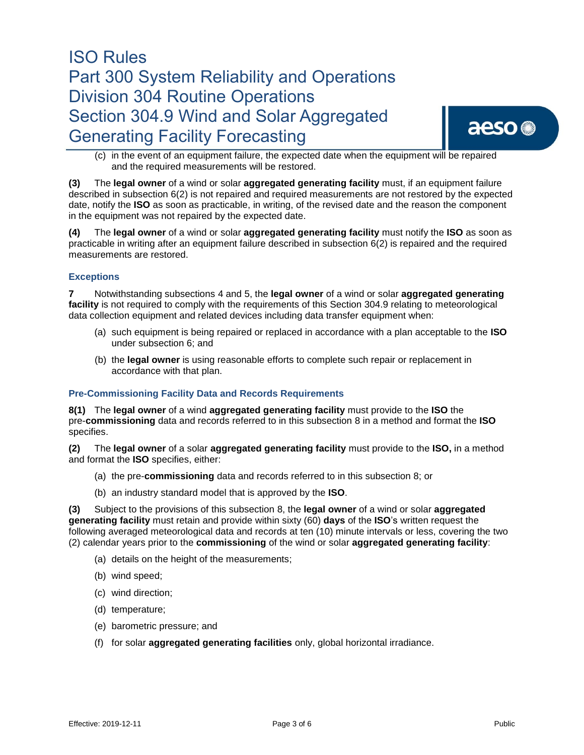(c) in the event of an equipment failure, the expected date when the equipment will be repaired and the required measurements will be restored.

**(3)** The **legal owner** of a wind or solar **aggregated generating facility** must, if an equipment failure described in subsection 6(2) is not repaired and required measurements are not restored by the expected date, notify the **ISO** as soon as practicable, in writing, of the revised date and the reason the component in the equipment was not repaired by the expected date.

**(4)** The **legal owner** of a wind or solar **aggregated generating facility** must notify the **ISO** as soon as practicable in writing after an equipment failure described in subsection 6(2) is repaired and the required measurements are restored.

### Exceptions

**7** Notwithstanding subsections 4 and 5, the **legal owner** of a wind or solar **aggregated generating facility** is not required to comply with the requirements of this Section 304.9 relating to meteorological data collection equipment and related devices including data transfer equipment when:

(a) such equipment is being repaired or replaced in accordance with a plan acceptable to the **ISO** under subsection 6; and

(b) the **legal owner** is using reasonable efforts to complete such repair or replacement in accordance with that plan.

### Pre-Commissioning Facility Data and Records Requirements

**8(1)** The **legal owner** of a wind **aggregated generating facility** must provide to the **ISO** the pre-**commissioning** data and records referred to in this subsection 8 in a method and format the **ISO** specifies.

**(2)** The **legal owner** of a solar **aggregated generating facility** must provide to the **ISO,** in a method and format the **ISO** specifies, either:

(a) the pre-**commissioning** data and records referred to in this subsection 8; or

(b) an industry standard model that is approved by the **ISO**.

**(3)** Subject to the provisions of this subsection 8, the **legal owner** of a wind or solar **aggregated generating facility** must retain and provide within sixty (60) **days** of the **ISO**'s written request the following averaged meteorological data and records at ten (10) minute intervals or less, covering the two (2) calendar years prior to the **commissioning** of the wind or solar **aggregated generating facility**:

(a) details on the height of the measurements;

(b) wind speed;

(c) wind direction;

(d) temperature;

(e) barometric pressure; and

(f) for solar **aggregated generating facilities** only, global horizontal irradiance.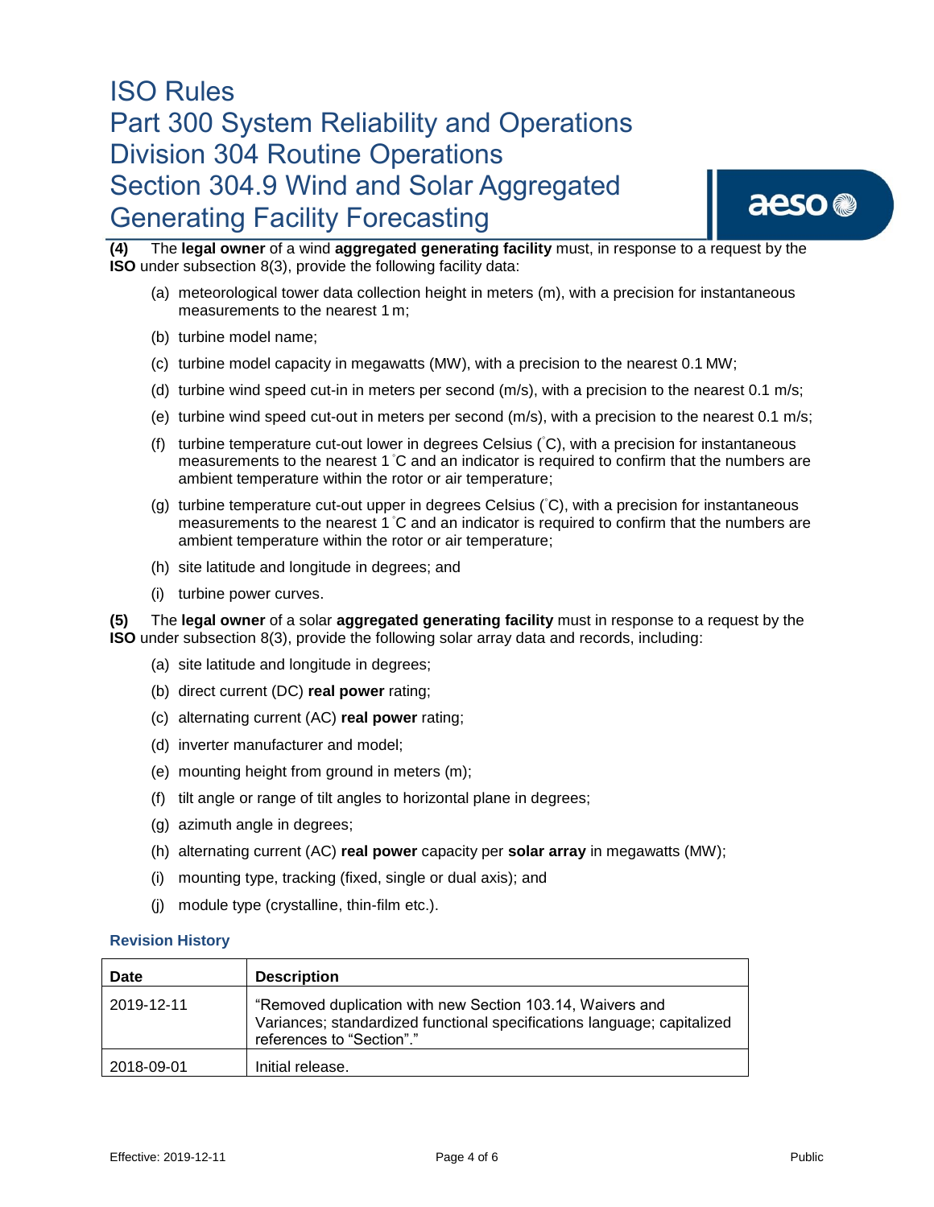**(4)** The **legal owner** of a wind **aggregated generating facility** must, in response to a request by the **ISO** under subsection 8(3), provide the following facility data:

(a) meteorological tower data collection height in meters (m), with a precision for instantaneous measurements to the nearest 1 m;

(b) turbine model name;

(c) turbine model capacity in megawatts (MW), with a precision to the nearest 0.1 MW;

(d) turbine wind speed cut-in in meters per second (m/s), with a precision to the nearest 0.1 m/s;

(e) turbine wind speed cut-out in meters per second (m/s), with a precision to the nearest 0.1 m/s;

(f) turbine temperature cut-out lower in degrees Celsius (˚C), with a precision for instantaneous measurements to the nearest 1 ˚C and an indicator is required to confirm that the numbers are ambient temperature within the rotor or air temperature;

(g) turbine temperature cut-out upper in degrees Celsius (˚C), with a precision for instantaneous measurements to the nearest 1 ˚C and an indicator is required to confirm that the numbers are ambient temperature within the rotor or air temperature;

(h) site latitude and longitude in degrees; and

(i) turbine power curves.

**(5)** The **legal owner** of a solar **aggregated generating facility** must in response to a request by the **ISO** under subsection 8(3), provide the following solar array data and records, including:

(a) site latitude and longitude in degrees;

(b) direct current (DC) **real power** rating;

(c) alternating current (AC) **real power** rating;

(d) inverter manufacturer and model;

(e) mounting height from ground in meters (m);

(f) tilt angle or range of tilt angles to horizontal plane in degrees;

(g) azimuth angle in degrees;

(h) alternating current (AC) **real power** capacity per **solar array** in megawatts (MW);

(i) mounting type, tracking (fixed, single or dual axis); and

(j) module type (crystalline, thin-film etc.).

### Revision History

| Date | Description |
|---|---|
| 2019-12-11 | "Removed duplication with new Section 103.14, Waivers and Variances; standardized functional specifications language; capitalized references to "Section"." |
| 2018-09-01 | Initial release. |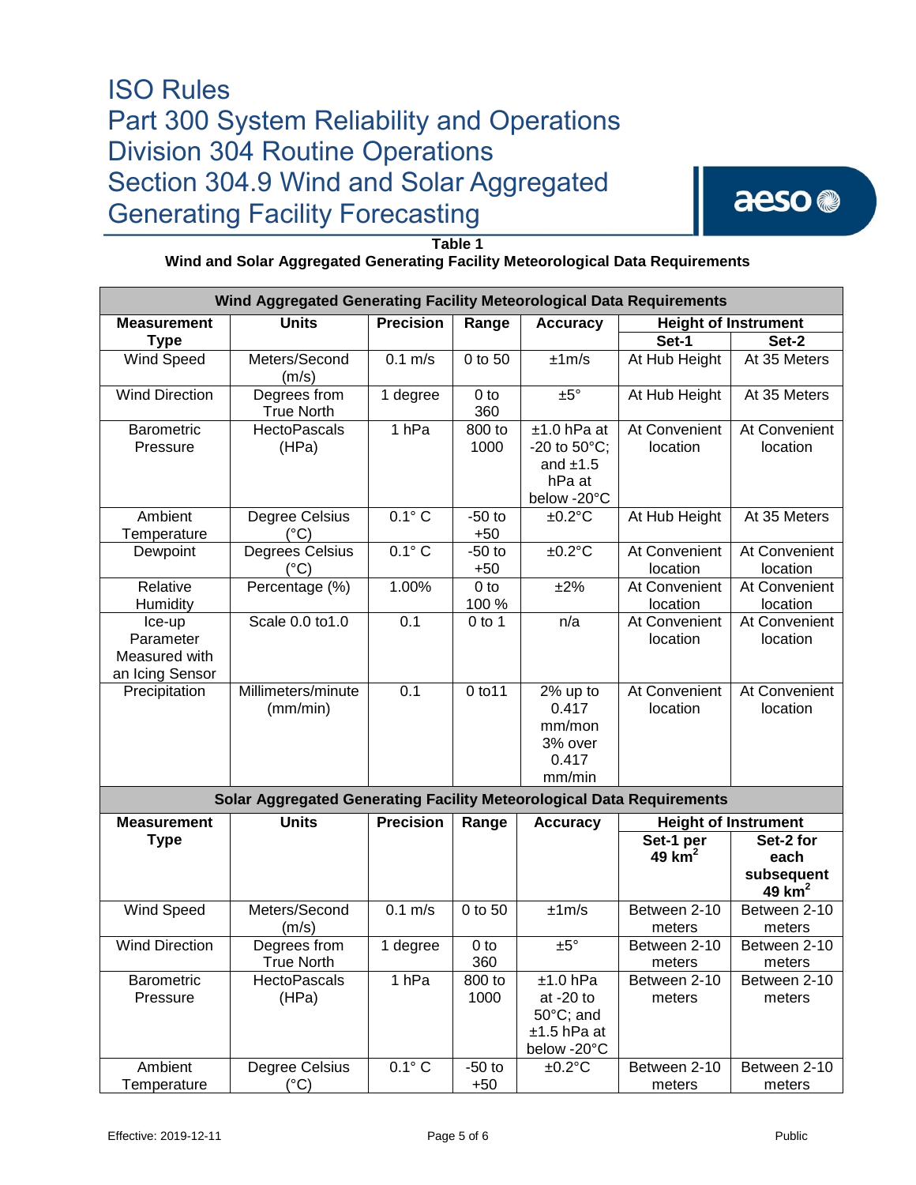**Table 1**
**Wind and Solar Aggregated Generating Facility Meteorological Data Requirements**

| Wind Aggregated Generating Facility Meteorological Data Requirements | | | | | | |
|---|---|---|---|---|---|---|
| **Measurement Type** | **Units** | **Precision** | **Range** | **Accuracy** | **Height of Instrument** | |
| | | | | | **Set-1** | **Set-2** |
| Wind Speed | Meters/Second (m/s) | 0.1 m/s | 0 to 50 | ±1m/s | At Hub Height | At 35 Meters |
| Wind Direction | Degrees from True North | 1 degree | 0 to 360 | ±5° | At Hub Height | At 35 Meters |
| Barometric Pressure | HectoPascals (HPa) | 1 hPa | 800 to 1000 | ±1.0 hPa at -20 to 50°C; and ±1.5 hPa at below -20°C | At Convenient location | At Convenient location |
| Ambient Temperature | Degree Celsius (°C) | 0.1° C | -50 to +50 | ±0.2°C | At Hub Height | At 35 Meters |
| Dewpoint | Degrees Celsius (°C) | 0.1° C | -50 to +50 | ±0.2°C | At Convenient location | At Convenient location |
| Relative Humidity | Percentage (%) | 1.00% | 0 to 100 % | ±2% | At Convenient location | At Convenient location |
| Ice-up Parameter Measured with an Icing Sensor | Scale 0.0 to1.0 | 0.1 | 0 to 1 | n/a | At Convenient location | At Convenient location |
| Precipitation | Millimeters/minute (mm/min) | 0.1 | 0 to11 | 2% up to 0.417 mm/mon 3% over 0.417 mm/min | At Convenient location | At Convenient location |

| Solar Aggregated Generating Facility Meteorological Data Requirements | | | | | | |
|---|---|---|---|---|---|---|
| **Measurement Type** | **Units** | **Precision** | **Range** | **Accuracy** | **Height of Instrument** | |
| | | | | | **Set-1 per 49 km²** | **Set-2 for each subsequent 49 km²** |
| Wind Speed | Meters/Second (m/s) | 0.1 m/s | 0 to 50 | ±1m/s | Between 2-10 meters | Between 2-10 meters |
| Wind Direction | Degrees from True North | 1 degree | 0 to 360 | ±5° | Between 2-10 meters | Between 2-10 meters |
| Barometric Pressure | HectoPascals (HPa) | 1 hPa | 800 to 1000 | ±1.0 hPa at -20 to 50°C; and ±1.5 hPa at below -20°C | Between 2-10 meters | Between 2-10 meters |
| Ambient Temperature | Degree Celsius (°C) | 0.1° C | -50 to +50 | ±0.2°C | Between 2-10 meters | Between 2-10 meters |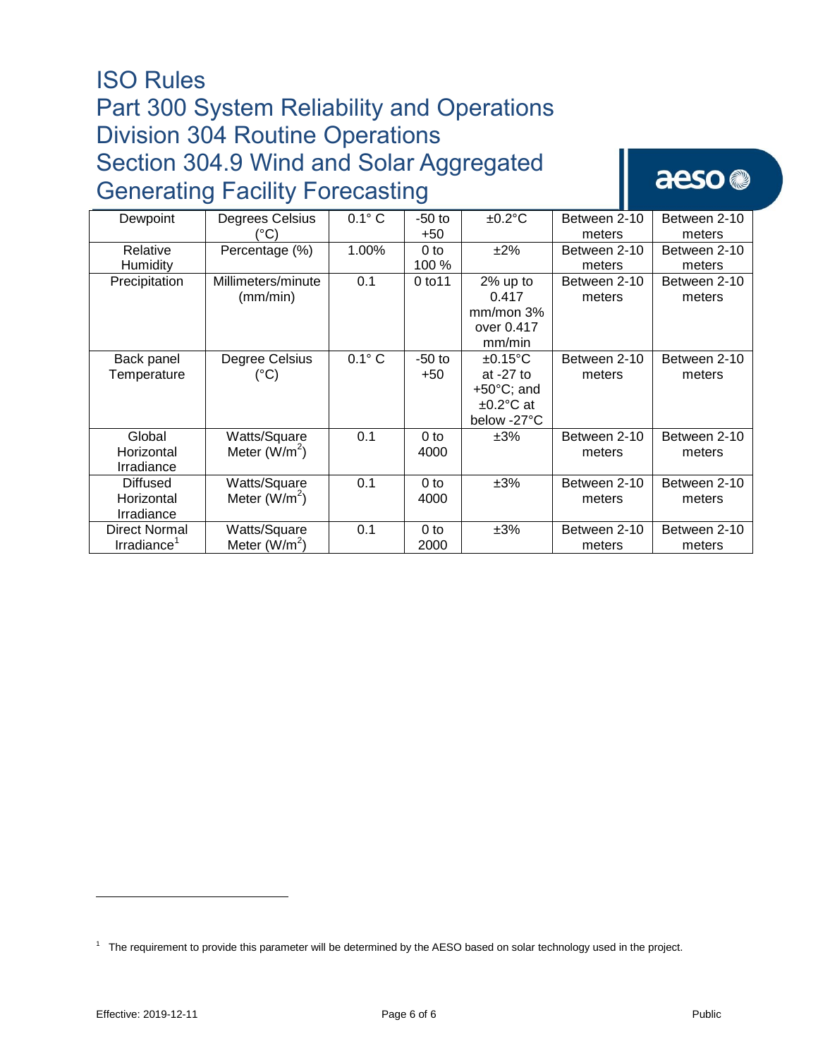| | | | | | | |
|---|---|---|---|---|---|---|
| Dewpoint | Degrees Celsius (°C) | 0.1° C | -50 to +50 | ±0.2°C | Between 2-10 meters | Between 2-10 meters |
| Relative Humidity | Percentage (%) | 1.00% | 0 to 100 % | ±2% | Between 2-10 meters | Between 2-10 meters |
| Precipitation | Millimeters/minute (mm/min) | 0.1 | 0 to11 | 2% up to 0.417 mm/mon 3% over 0.417 mm/min | Between 2-10 meters | Between 2-10 meters |
| Back panel Temperature | Degree Celsius (°C) | 0.1° C | -50 to +50 | ±0.15°C at -27 to +50°C; and ±0.2°C at below -27°C | Between 2-10 meters | Between 2-10 meters |
| Global Horizontal Irradiance | Watts/Square Meter ($W/m^2$) | 0.1 | 0 to 4000 | ±3% | Between 2-10 meters | Between 2-10 meters |
| Diffused Horizontal Irradiance | Watts/Square Meter ($W/m^2$) | 0.1 | 0 to 4000 | ±3% | Between 2-10 meters | Between 2-10 meters |
| Direct Normal Irradiance[1] | Watts/Square Meter ($W/m^2$) | 0.1 | 0 to 2000 | ±3% | Between 2-10 meters | Between 2-10 meters |

[1] The requirement to provide this parameter will be determined by the AESO based on solar technology used in the project.